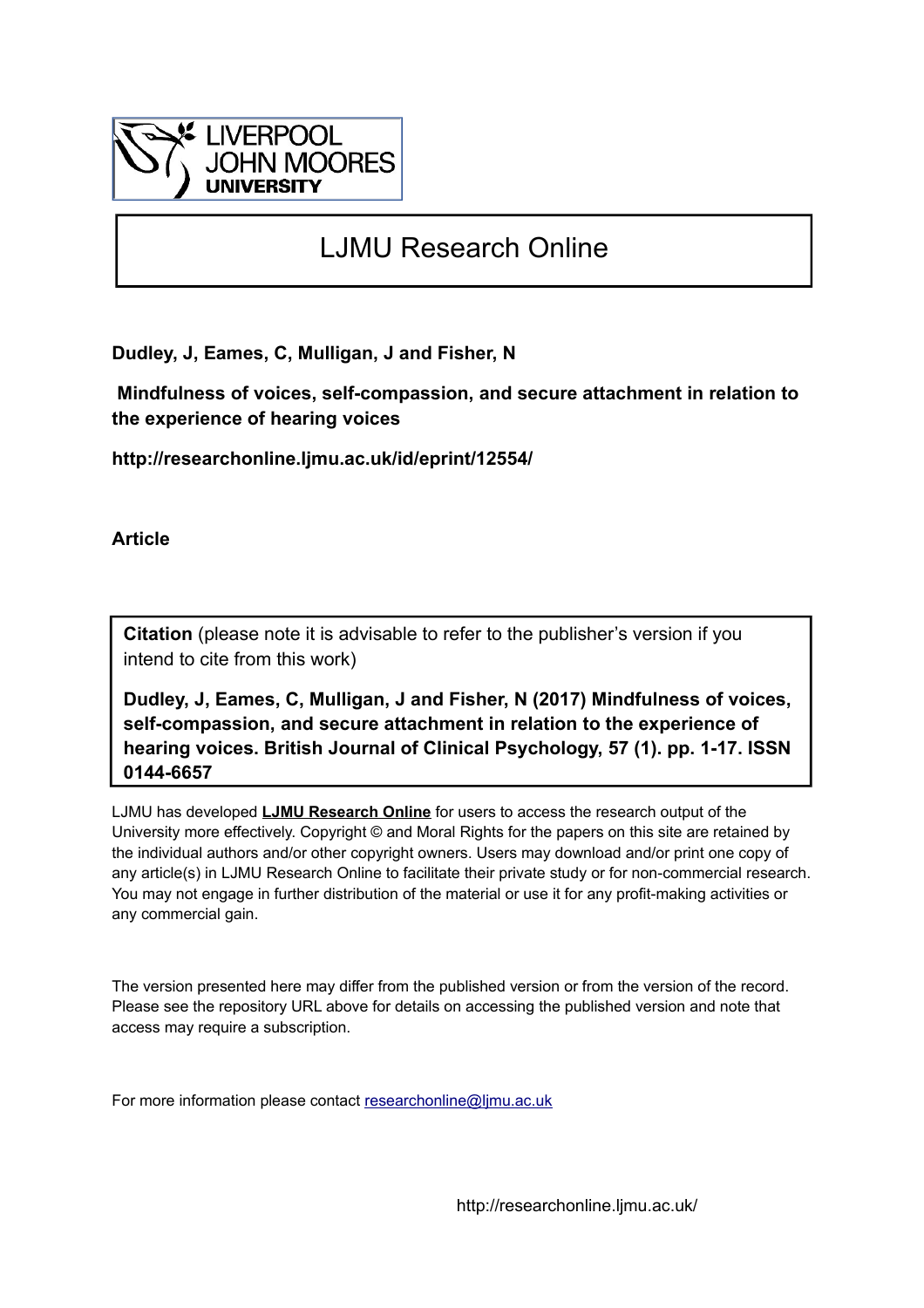LIVERPOOL JOHN MOORES UNIVERSITY

# LJMU Research Online

**Dudley, J, Eames, C, Mulligan, J and Fisher, N**

**Mindfulness of voices, self-compassion, and secure attachment in relation to the experience of hearing voices**

**http://researchonline.ljmu.ac.uk/id/eprint/12554/**

**Article**

**Citation** (please note it is advisable to refer to the publisher's version if you intend to cite from this work)

**Dudley, J, Eames, C, Mulligan, J and Fisher, N (2017) Mindfulness of voices, self-compassion, and secure attachment in relation to the experience of hearing voices. British Journal of Clinical Psychology, 57 (1). pp. 1-17. ISSN 0144-6657**

LJMU has developed **LJMU Research Online** for users to access the research output of the University more effectively. Copyright © and Moral Rights for the papers on this site are retained by the individual authors and/or other copyright owners. Users may download and/or print one copy of any article(s) in LJMU Research Online to facilitate their private study or for non-commercial research. You may not engage in further distribution of the material or use it for any profit-making activities or any commercial gain.

The version presented here may differ from the published version or from the version of the record. Please see the repository URL above for details on accessing the published version and note that access may require a subscription.

For more information please contact researchonline@ljmu.ac.uk

http://researchonline.ljmu.ac.uk/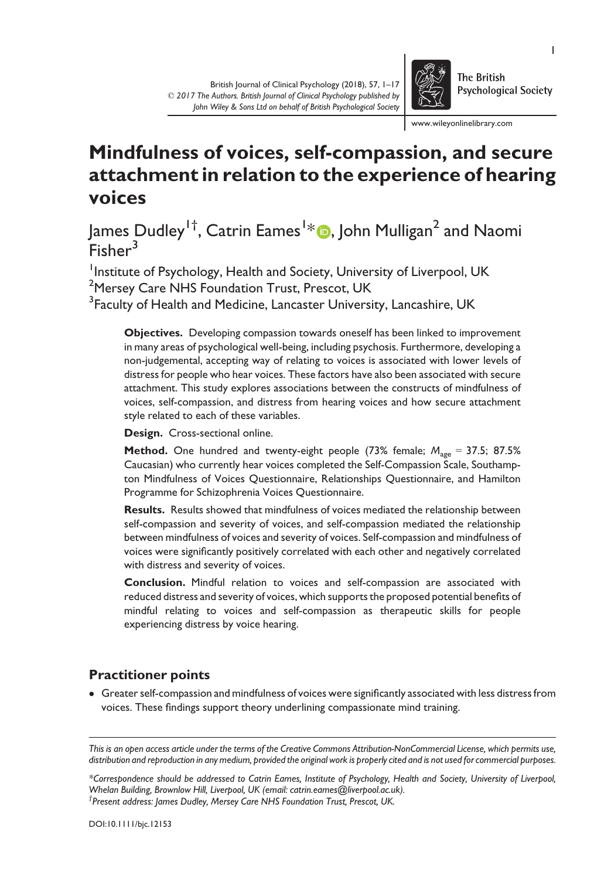# Mindfulness of voices, self-compassion, and secure attachment in relation to the experience of hearing voices

James Dudley[1†], Catrin Eames[1*], John Mulligan[2] and Naomi Fisher[3]

[1]Institute of Psychology, Health and Society, University of Liverpool, UK
[2]Mersey Care NHS Foundation Trust, Prescot, UK
[3]Faculty of Health and Medicine, Lancaster University, Lancashire, UK

**Objectives.** Developing compassion towards oneself has been linked to improvement in many areas of psychological well-being, including psychosis. Furthermore, developing a non-judgemental, accepting way of relating to voices is associated with lower levels of distress for people who hear voices. These factors have also been associated with secure attachment. This study explores associations between the constructs of mindfulness of voices, self-compassion, and distress from hearing voices and how secure attachment style related to each of these variables.

**Design.** Cross-sectional online.

**Method.** One hundred and twenty-eight people (73% female; $M_{age}$ = 37.5; 87.5% Caucasian) who currently hear voices completed the Self-Compassion Scale, Southampton Mindfulness of Voices Questionnaire, Relationships Questionnaire, and Hamilton Programme for Schizophrenia Voices Questionnaire.

**Results.** Results showed that mindfulness of voices mediated the relationship between self-compassion and severity of voices, and self-compassion mediated the relationship between mindfulness of voices and severity of voices. Self-compassion and mindfulness of voices were significantly positively correlated with each other and negatively correlated with distress and severity of voices.

**Conclusion.** Mindful relation to voices and self-compassion are associated with reduced distress and severity of voices, which supports the proposed potential benefits of mindful relating to voices and self-compassion as therapeutic skills for people experiencing distress by voice hearing.

## Practitioner points

- Greater self-compassion and mindfulness of voices were significantly associated with less distress from voices. These findings support theory underlining compassionate mind training.

*This is an open access article under the terms of the Creative Commons Attribution-NonCommercial License, which permits use, distribution and reproduction in any medium, provided the original work is properly cited and is not used for commercial purposes.*

*\*Correspondence should be addressed to Catrin Eames, Institute of Psychology, Health and Society, University of Liverpool, Whelan Building, Brownlow Hill, Liverpool, UK (email: catrin.eames@liverpool.ac.uk).*
*†Present address: James Dudley, Mersey Care NHS Foundation Trust, Prescot, UK.*

DOI:10.1111/bjc.12153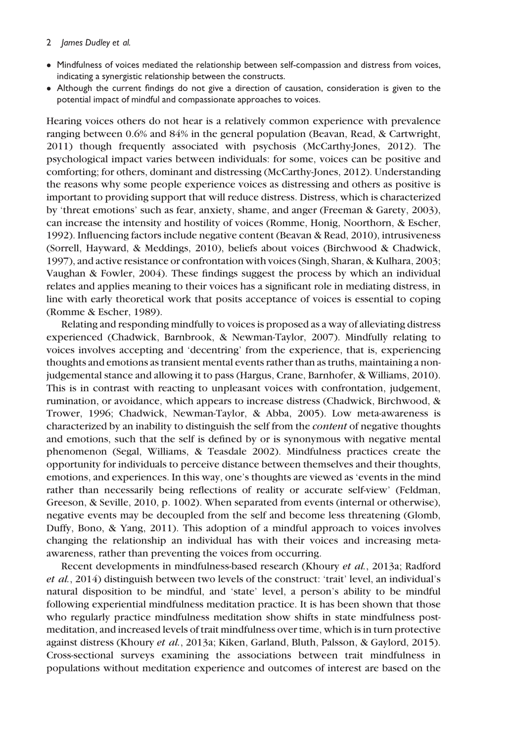- Mindfulness of voices mediated the relationship between self-compassion and distress from voices, indicating a synergistic relationship between the constructs.
- Although the current findings do not give a direction of causation, consideration is given to the potential impact of mindful and compassionate approaches to voices.

Hearing voices others do not hear is a relatively common experience with prevalence ranging between 0.6% and 84% in the general population (Beavan, Read, & Cartwright, 2011) though frequently associated with psychosis (McCarthy-Jones, 2012). The psychological impact varies between individuals: for some, voices can be positive and comforting; for others, dominant and distressing (McCarthy-Jones, 2012). Understanding the reasons why some people experience voices as distressing and others as positive is important to providing support that will reduce distress. Distress, which is characterized by 'threat emotions' such as fear, anxiety, shame, and anger (Freeman & Garety, 2003), can increase the intensity and hostility of voices (Romme, Honig, Noorthorn, & Escher, 1992). Influencing factors include negative content (Beavan & Read, 2010), intrusiveness (Sorrell, Hayward, & Meddings, 2010), beliefs about voices (Birchwood & Chadwick, 1997), and active resistance or confrontation with voices (Singh, Sharan, & Kulhara, 2003; Vaughan & Fowler, 2004). These findings suggest the process by which an individual relates and applies meaning to their voices has a significant role in mediating distress, in line with early theoretical work that posits acceptance of voices is essential to coping (Romme & Escher, 1989).

Relating and responding mindfully to voices is proposed as a way of alleviating distress experienced (Chadwick, Barnbrook, & Newman-Taylor, 2007). Mindfully relating to voices involves accepting and 'decentring' from the experience, that is, experiencing thoughts and emotions as transient mental events rather than as truths, maintaining a non-judgemental stance and allowing it to pass (Hargus, Crane, Barnhofer, & Williams, 2010). This is in contrast with reacting to unpleasant voices with confrontation, judgement, rumination, or avoidance, which appears to increase distress (Chadwick, Birchwood, & Trower, 1996; Chadwick, Newman-Taylor, & Abba, 2005). Low meta-awareness is characterized by an inability to distinguish the self from the *content* of negative thoughts and emotions, such that the self is defined by or is synonymous with negative mental phenomenon (Segal, Williams, & Teasdale 2002). Mindfulness practices create the opportunity for individuals to perceive distance between themselves and their thoughts, emotions, and experiences. In this way, one's thoughts are viewed as 'events in the mind rather than necessarily being reflections of reality or accurate self-view' (Feldman, Greeson, & Seville, 2010, p. 1002). When separated from events (internal or otherwise), negative events may be decoupled from the self and become less threatening (Glomb, Duffy, Bono, & Yang, 2011). This adoption of a mindful approach to voices involves changing the relationship an individual has with their voices and increasing meta-awareness, rather than preventing the voices from occurring.

Recent developments in mindfulness-based research (Khoury *et al.*, 2013a; Radford *et al.*, 2014) distinguish between two levels of the construct: 'trait' level, an individual's natural disposition to be mindful, and 'state' level, a person's ability to be mindful following experiential mindfulness meditation practice. It is has been shown that those who regularly practice mindfulness meditation show shifts in state mindfulness post-meditation, and increased levels of trait mindfulness over time, which is in turn protective against distress (Khoury *et al.*, 2013a; Kiken, Garland, Bluth, Palsson, & Gaylord, 2015). Cross-sectional surveys examining the associations between trait mindfulness in populations without meditation experience and outcomes of interest are based on the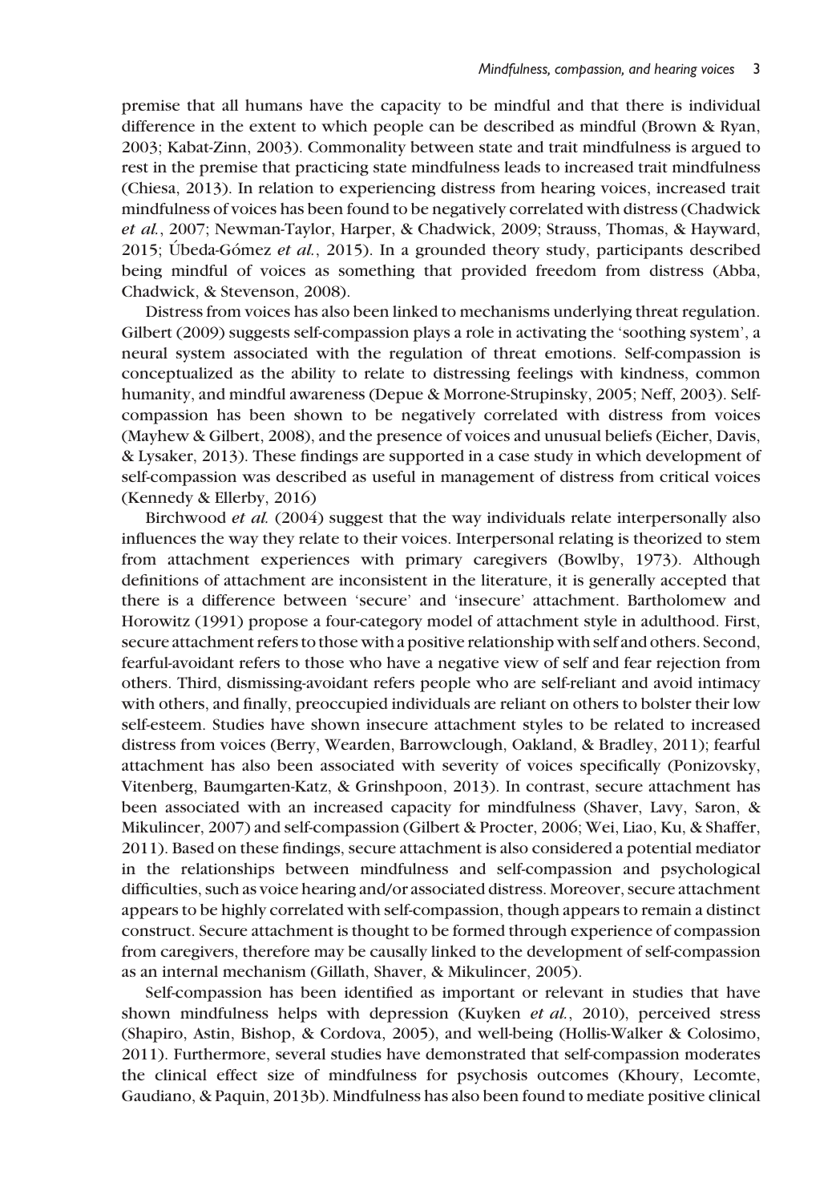premise that all humans have the capacity to be mindful and that there is individual difference in the extent to which people can be described as mindful (Brown & Ryan, 2003; Kabat-Zinn, 2003). Commonality between state and trait mindfulness is argued to rest in the premise that practicing state mindfulness leads to increased trait mindfulness (Chiesa, 2013). In relation to experiencing distress from hearing voices, increased trait mindfulness of voices has been found to be negatively correlated with distress (Chadwick *et al.*, 2007; Newman-Taylor, Harper, & Chadwick, 2009; Strauss, Thomas, & Hayward, 2015; Úbeda-Gómez *et al.*, 2015). In a grounded theory study, participants described being mindful of voices as something that provided freedom from distress (Abba, Chadwick, & Stevenson, 2008).

Distress from voices has also been linked to mechanisms underlying threat regulation. Gilbert (2009) suggests self-compassion plays a role in activating the 'soothing system', a neural system associated with the regulation of threat emotions. Self-compassion is conceptualized as the ability to relate to distressing feelings with kindness, common humanity, and mindful awareness (Depue & Morrone-Strupinsky, 2005; Neff, 2003). Self-compassion has been shown to be negatively correlated with distress from voices (Mayhew & Gilbert, 2008), and the presence of voices and unusual beliefs (Eicher, Davis, & Lysaker, 2013). These findings are supported in a case study in which development of self-compassion was described as useful in management of distress from critical voices (Kennedy & Ellerby, 2016)

Birchwood *et al.* (2004) suggest that the way individuals relate interpersonally also influences the way they relate to their voices. Interpersonal relating is theorized to stem from attachment experiences with primary caregivers (Bowlby, 1973). Although definitions of attachment are inconsistent in the literature, it is generally accepted that there is a difference between 'secure' and 'insecure' attachment. Bartholomew and Horowitz (1991) propose a four-category model of attachment style in adulthood. First, secure attachment refers to those with a positive relationship with self and others. Second, fearful-avoidant refers to those who have a negative view of self and fear rejection from others. Third, dismissing-avoidant refers people who are self-reliant and avoid intimacy with others, and finally, preoccupied individuals are reliant on others to bolster their low self-esteem. Studies have shown insecure attachment styles to be related to increased distress from voices (Berry, Wearden, Barrowclough, Oakland, & Bradley, 2011); fearful attachment has also been associated with severity of voices specifically (Ponizovsky, Vitenberg, Baumgarten-Katz, & Grinshpoon, 2013). In contrast, secure attachment has been associated with an increased capacity for mindfulness (Shaver, Lavy, Saron, & Mikulincer, 2007) and self-compassion (Gilbert & Procter, 2006; Wei, Liao, Ku, & Shaffer, 2011). Based on these findings, secure attachment is also considered a potential mediator in the relationships between mindfulness and self-compassion and psychological difficulties, such as voice hearing and/or associated distress. Moreover, secure attachment appears to be highly correlated with self-compassion, though appears to remain a distinct construct. Secure attachment is thought to be formed through experience of compassion from caregivers, therefore may be causally linked to the development of self-compassion as an internal mechanism (Gillath, Shaver, & Mikulincer, 2005).

Self-compassion has been identified as important or relevant in studies that have shown mindfulness helps with depression (Kuyken *et al.*, 2010), perceived stress (Shapiro, Astin, Bishop, & Cordova, 2005), and well-being (Hollis-Walker & Colosimo, 2011). Furthermore, several studies have demonstrated that self-compassion moderates the clinical effect size of mindfulness for psychosis outcomes (Khoury, Lecomte, Gaudiano, & Paquin, 2013b). Mindfulness has also been found to mediate positive clinical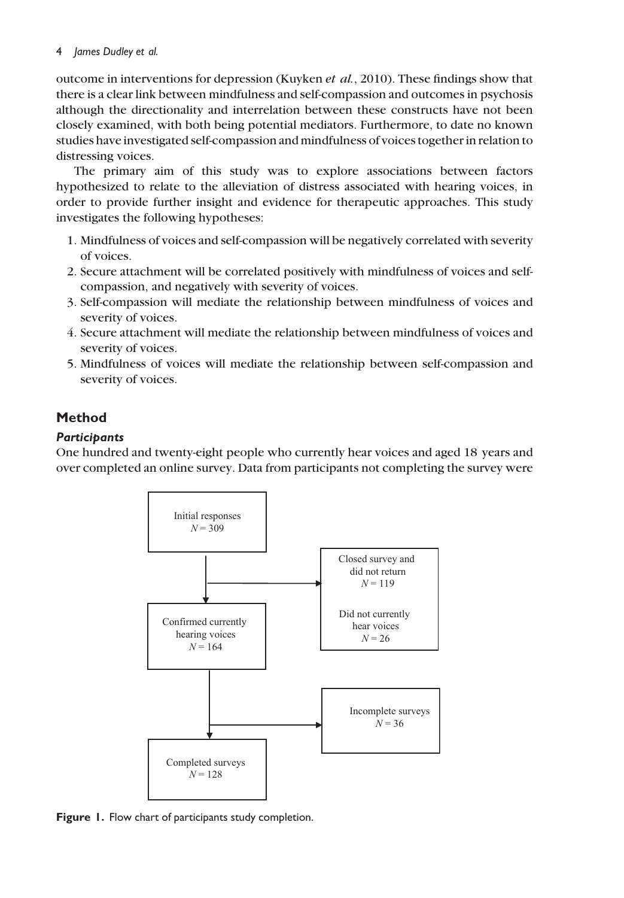outcome in interventions for depression (Kuyken *et al.*, 2010). These findings show that there is a clear link between mindfulness and self-compassion and outcomes in psychosis although the directionality and interrelation between these constructs have not been closely examined, with both being potential mediators. Furthermore, to date no known studies have investigated self-compassion and mindfulness of voices together in relation to distressing voices.

The primary aim of this study was to explore associations between factors hypothesized to relate to the alleviation of distress associated with hearing voices, in order to provide further insight and evidence for therapeutic approaches. This study investigates the following hypotheses:

1. Mindfulness of voices and self-compassion will be negatively correlated with severity of voices.
2. Secure attachment will be correlated positively with mindfulness of voices and self-compassion, and negatively with severity of voices.
3. Self-compassion will mediate the relationship between mindfulness of voices and severity of voices.
4. Secure attachment will mediate the relationship between mindfulness of voices and severity of voices.
5. Mindfulness of voices will mediate the relationship between self-compassion and severity of voices.

## Method

### *Participants*

One hundred and twenty-eight people who currently hear voices and aged 18 years and over completed an online survey. Data from participants not completing the survey were

Initial responses
$N = 309$

Closed survey and did not return
$N = 119$

Did not currently hear voices
$N = 26$

Confirmed currently hearing voices
$N = 164$

Incomplete surveys
$N = 36$

Completed surveys
$N = 128$

**Figure 1.** Flow chart of participants study completion.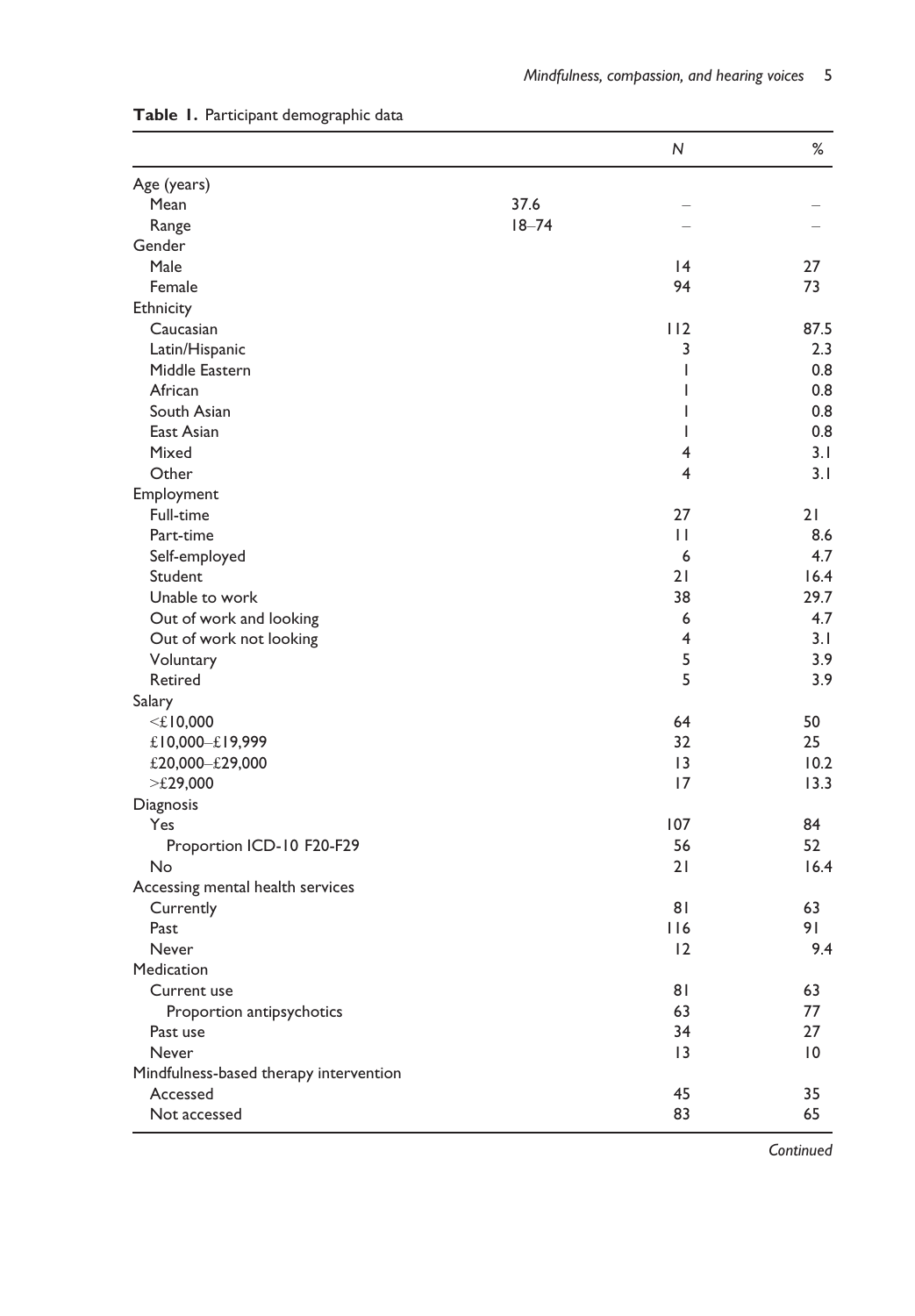**Table 1.** Participant demographic data

| | | N | % |
|---|---|---|---|
| Age (years) | | | |
| Mean | 37.6 | – | – |
| Range | 18–74 | – | – |
| Gender | | | |
| Male | | 14 | 27 |
| Female | | 94 | 73 |
| Ethnicity | | | |
| Caucasian | | 112 | 87.5 |
| Latin/Hispanic | | 3 | 2.3 |
| Middle Eastern | | 1 | 0.8 |
| African | | 1 | 0.8 |
| South Asian | | 1 | 0.8 |
| East Asian | | 1 | 0.8 |
| Mixed | | 4 | 3.1 |
| Other | | 4 | 3.1 |
| Employment | | | |
| Full-time | | 27 | 21 |
| Part-time | | 11 | 8.6 |
| Self-employed | | 6 | 4.7 |
| Student | | 21 | 16.4 |
| Unable to work | | 38 | 29.7 |
| Out of work and looking | | 6 | 4.7 |
| Out of work not looking | | 4 | 3.1 |
| Voluntary | | 5 | 3.9 |
| Retired | | 5 | 3.9 |
| Salary | | | |
| <£10,000 | | 64 | 50 |
| £10,000–£19,999 | | 32 | 25 |
| £20,000–£29,000 | | 13 | 10.2 |
| >£29,000 | | 17 | 13.3 |
| Diagnosis | | | |
| Yes | | 107 | 84 |
| Proportion ICD-10 F20-F29 | | 56 | 52 |
| No | | 21 | 16.4 |
| Accessing mental health services | | | |
| Currently | | 81 | 63 |
| Past | | 116 | 91 |
| Never | | 12 | 9.4 |
| Medication | | | |
| Current use | | 81 | 63 |
| Proportion antipsychotics | | 63 | 77 |
| Past use | | 34 | 27 |
| Never | | 13 | 10 |
| Mindfulness-based therapy intervention | | | |
| Accessed | | 45 | 35 |
| Not accessed | | 83 | 65 |

*Continued*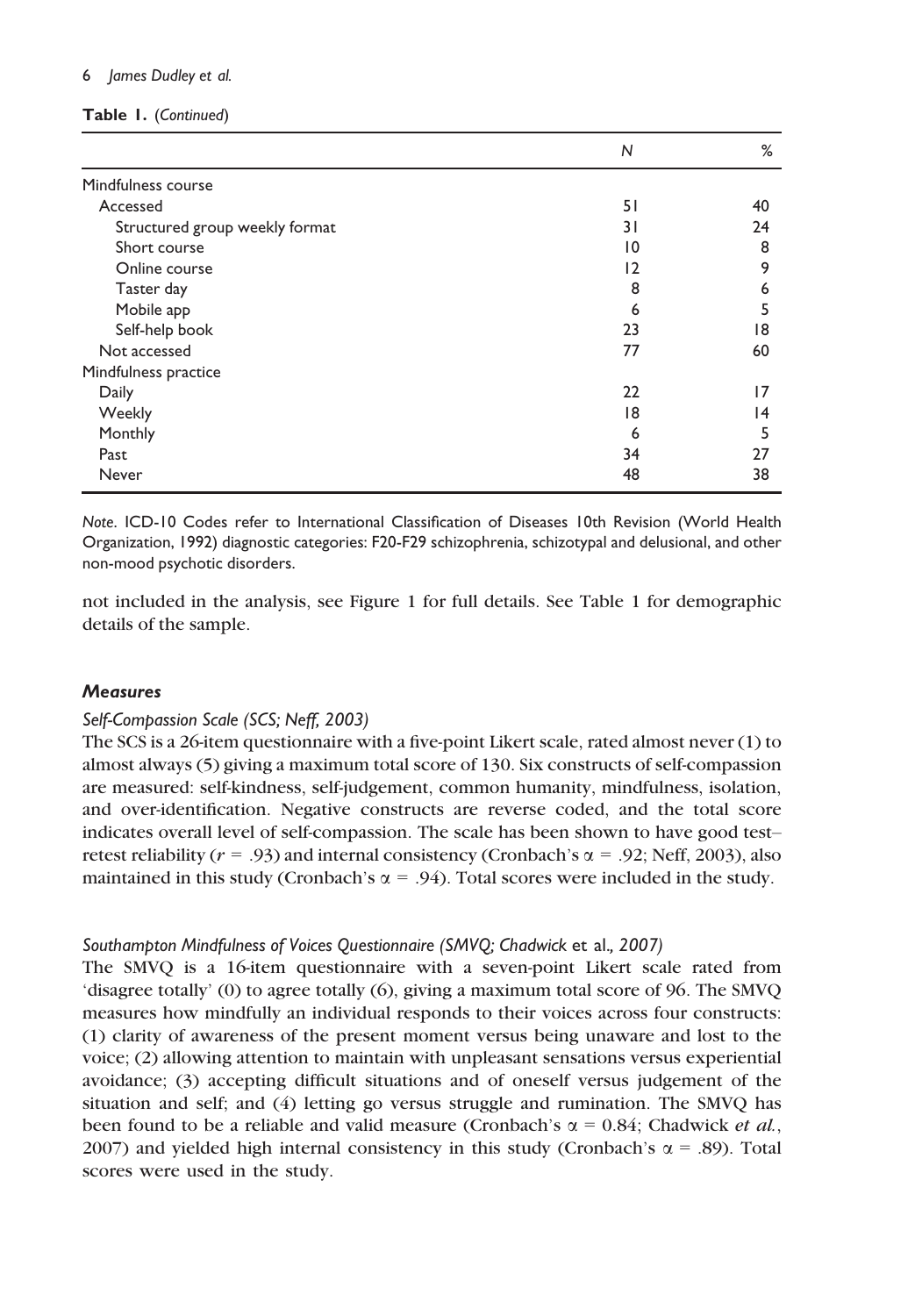**Table 1.** (*Continued*)

| | *N* | % |
|---|---|---|
| Mindfulness course | | |
| Accessed | 51 | 40 |
| Structured group weekly format | 31 | 24 |
| Short course | 10 | 8 |
| Online course | 12 | 9 |
| Taster day | 8 | 6 |
| Mobile app | 6 | 5 |
| Self-help book | 23 | 18 |
| Not accessed | 77 | 60 |
| Mindfulness practice | | |
| Daily | 22 | 17 |
| Weekly | 18 | 14 |
| Monthly | 6 | 5 |
| Past | 34 | 27 |
| Never | 48 | 38 |

*Note*. ICD-10 Codes refer to International Classification of Diseases 10th Revision (World Health Organization, 1992) diagnostic categories: F20-F29 schizophrenia, schizotypal and delusional, and other non-mood psychotic disorders.

not included in the analysis, see Figure 1 for full details. See Table 1 for demographic details of the sample.

### *Measures*

#### *Self-Compassion Scale (SCS; Neff, 2003)*

The SCS is a 26-item questionnaire with a five-point Likert scale, rated almost never (1) to almost always (5) giving a maximum total score of 130. Six constructs of self-compassion are measured: self-kindness, self-judgement, common humanity, mindfulness, isolation, and over-identification. Negative constructs are reverse coded, and the total score indicates overall level of self-compassion. The scale has been shown to have good test–retest reliability ($r$ = .93) and internal consistency (Cronbach's $\alpha$ = .92; Neff, 2003), also maintained in this study (Cronbach's $\alpha$ = .94). Total scores were included in the study.

#### *Southampton Mindfulness of Voices Questionnaire (SMVQ; Chadwick* et al.*, 2007)*

The SMVQ is a 16-item questionnaire with a seven-point Likert scale rated from 'disagree totally' (0) to agree totally (6), giving a maximum total score of 96. The SMVQ measures how mindfully an individual responds to their voices across four constructs: (1) clarity of awareness of the present moment versus being unaware and lost to the voice; (2) allowing attention to maintain with unpleasant sensations versus experiential avoidance; (3) accepting difficult situations and of oneself versus judgement of the situation and self; and (4) letting go versus struggle and rumination. The SMVQ has been found to be a reliable and valid measure (Cronbach's $\alpha$ = 0.84; Chadwick *et al.*, 2007) and yielded high internal consistency in this study (Cronbach's $\alpha$ = .89). Total scores were used in the study.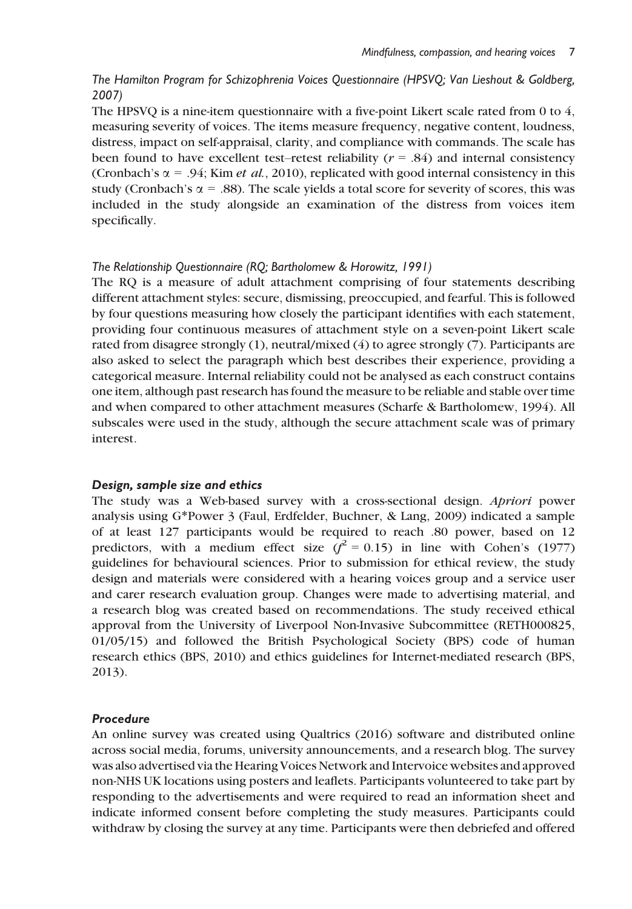*The Hamilton Program for Schizophrenia Voices Questionnaire (HPSVQ; Van Lieshout & Goldberg, 2007)*

The HPSVQ is a nine-item questionnaire with a five-point Likert scale rated from 0 to 4, measuring severity of voices. The items measure frequency, negative content, loudness, distress, impact on self-appraisal, clarity, and compliance with commands. The scale has been found to have excellent test–retest reliability ($r$ = .84) and internal consistency (Cronbach's $\alpha$ = .94; Kim *et al.*, 2010), replicated with good internal consistency in this study (Cronbach's $\alpha$ = .88). The scale yields a total score for severity of scores, this was included in the study alongside an examination of the distress from voices item specifically.

*The Relationship Questionnaire (RQ; Bartholomew & Horowitz, 1991)*

The RQ is a measure of adult attachment comprising of four statements describing different attachment styles: secure, dismissing, preoccupied, and fearful. This is followed by four questions measuring how closely the participant identifies with each statement, providing four continuous measures of attachment style on a seven-point Likert scale rated from disagree strongly (1), neutral/mixed (4) to agree strongly (7). Participants are also asked to select the paragraph which best describes their experience, providing a categorical measure. Internal reliability could not be analysed as each construct contains one item, although past research has found the measure to be reliable and stable over time and when compared to other attachment measures (Scharfe & Bartholomew, 1994). All subscales were used in the study, although the secure attachment scale was of primary interest.

### Design, sample size and ethics

The study was a Web-based survey with a cross-sectional design. *Apriori* power analysis using G*Power 3 (Faul, Erdfelder, Buchner, & Lang, 2009) indicated a sample of at least 127 participants would be required to reach .80 power, based on 12 predictors, with a medium effect size ($f^2$ = 0.15) in line with Cohen's (1977) guidelines for behavioural sciences. Prior to submission for ethical review, the study design and materials were considered with a hearing voices group and a service user and carer research evaluation group. Changes were made to advertising material, and a research blog was created based on recommendations. The study received ethical approval from the University of Liverpool Non-Invasive Subcommittee (RETH000825, 01/05/15) and followed the British Psychological Society (BPS) code of human research ethics (BPS, 2010) and ethics guidelines for Internet-mediated research (BPS, 2013).

### Procedure

An online survey was created using Qualtrics (2016) software and distributed online across social media, forums, university announcements, and a research blog. The survey was also advertised via the Hearing Voices Network and Intervoice websites and approved non-NHS UK locations using posters and leaflets. Participants volunteered to take part by responding to the advertisements and were required to read an information sheet and indicate informed consent before completing the study measures. Participants could withdraw by closing the survey at any time. Participants were then debriefed and offered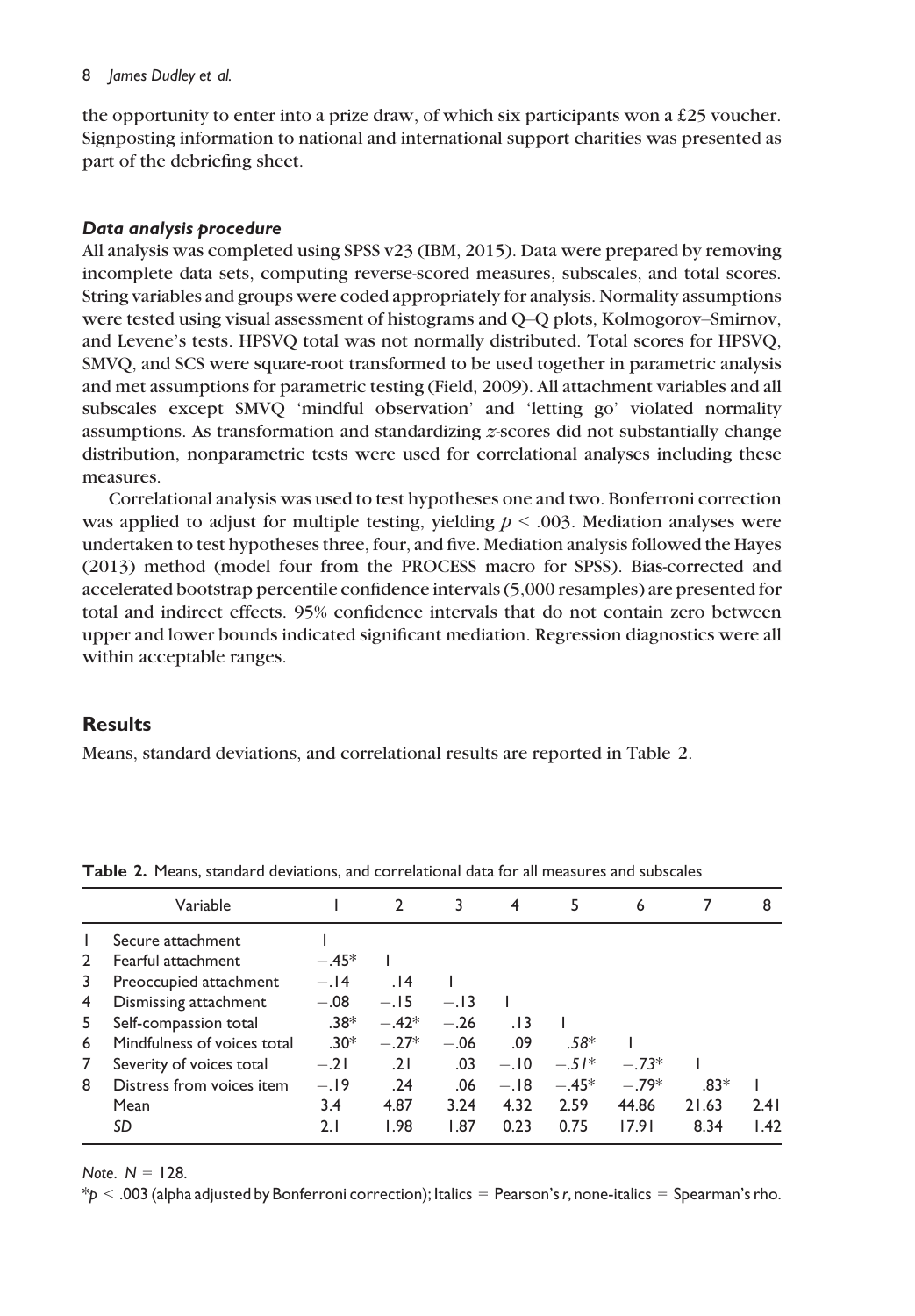the opportunity to enter into a prize draw, of which six participants won a £25 voucher. Signposting information to national and international support charities was presented as part of the debriefing sheet.

### *Data analysis procedure*

All analysis was completed using SPSS v23 (IBM, 2015). Data were prepared by removing incomplete data sets, computing reverse-scored measures, subscales, and total scores. String variables and groups were coded appropriately for analysis. Normality assumptions were tested using visual assessment of histograms and Q–Q plots, Kolmogorov–Smirnov, and Levene's tests. HPSVQ total was not normally distributed. Total scores for HPSVQ, SMVQ, and SCS were square-root transformed to be used together in parametric analysis and met assumptions for parametric testing (Field, 2009). All attachment variables and all subscales except SMVQ 'mindful observation' and 'letting go' violated normality assumptions. As transformation and standardizing *z*-scores did not substantially change distribution, nonparametric tests were used for correlational analyses including these measures.

Correlational analysis was used to test hypotheses one and two. Bonferroni correction was applied to adjust for multiple testing, yielding $p < .003$. Mediation analyses were undertaken to test hypotheses three, four, and five. Mediation analysis followed the Hayes (2013) method (model four from the PROCESS macro for SPSS). Bias-corrected and accelerated bootstrap percentile confidence intervals (5,000 resamples) are presented for total and indirect effects. 95% confidence intervals that do not contain zero between upper and lower bounds indicated significant mediation. Regression diagnostics were all within acceptable ranges.

## Results

Means, standard deviations, and correlational results are reported in Table 2.

**Table 2.** Means, standard deviations, and correlational data for all measures and subscales

| | Variable | 1 | 2 | 3 | 4 | 5 | 6 | 7 | 8 |
|---|---|---|---|---|---|---|---|---|---|
| 1 | Secure attachment | 1 | | | | | | | |
| 2 | Fearful attachment | −.45* | 1 | | | | | | |
| 3 | Preoccupied attachment | −.14 | .14 | 1 | | | | | |
| 4 | Dismissing attachment | −.08 | −.15 | −.13 | 1 | | | | |
| 5 | Self-compassion total | .38* | −.42* | −.26 | .13 | 1 | | | |
| 6 | Mindfulness of voices total | .30* | −.27* | −.06 | .09 | *.58** | 1 | | |
| 7 | Severity of voices total | −.21 | .21 | .03 | −.10 | *−.51** | *−.73** | 1 | |
| 8 | Distress from voices item | −.19 | .24 | .06 | −.18 | −.45* | −.79* | .83* | 1 |
| | Mean | 3.4 | 4.87 | 3.24 | 4.32 | 2.59 | 44.86 | 21.63 | 2.41 |
| | *SD* | 2.1 | 1.98 | 1.87 | 0.23 | 0.75 | 17.91 | 8.34 | 1.42 |

*Note.* $N = 128$.

*$p < .003$ (alpha adjusted by Bonferroni correction); Italics = Pearson's *r*, none-italics = Spearman's rho.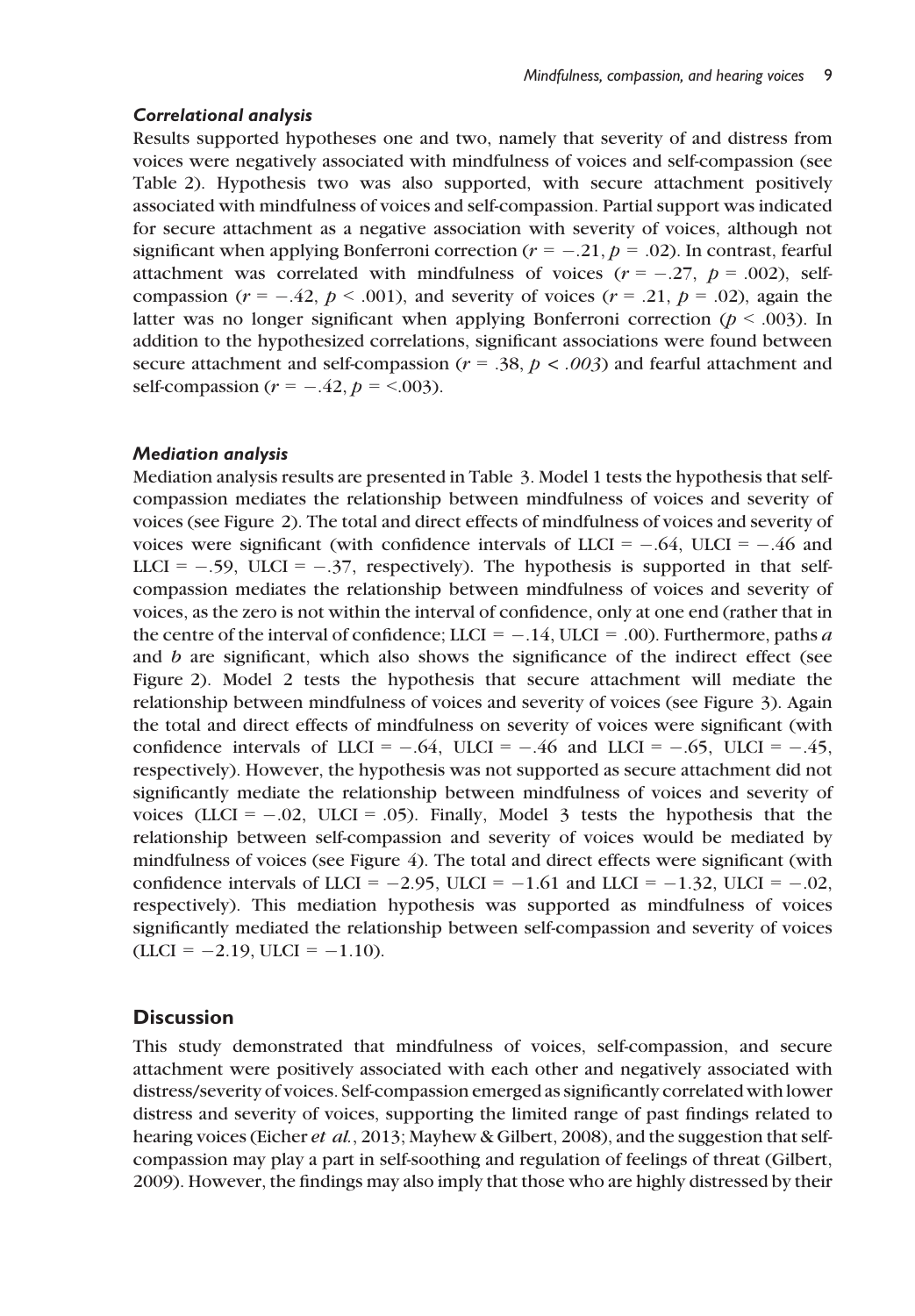### *Correlational analysis*

Results supported hypotheses one and two, namely that severity of and distress from voices were negatively associated with mindfulness of voices and self-compassion (see Table 2). Hypothesis two was also supported, with secure attachment positively associated with mindfulness of voices and self-compassion. Partial support was indicated for secure attachment as a negative association with severity of voices, although not significant when applying Bonferroni correction ($r = -.21$, $p = .02$). In contrast, fearful attachment was correlated with mindfulness of voices ($r = -.27$, $p = .002$), self-compassion ($r = -.42$, $p < .001$), and severity of voices ($r = .21$, $p = .02$), again the latter was no longer significant when applying Bonferroni correction ($p < .003$). In addition to the hypothesized correlations, significant associations were found between secure attachment and self-compassion ($r = .38$, $p < .003$) and fearful attachment and self-compassion ($r = -.42$, $p = <.003$).

### *Mediation analysis*

Mediation analysis results are presented in Table 3. Model 1 tests the hypothesis that self-compassion mediates the relationship between mindfulness of voices and severity of voices (see Figure 2). The total and direct effects of mindfulness of voices and severity of voices were significant (with confidence intervals of LLCI = −.64, ULCI = −.46 and LLCI = −.59, ULCI = −.37, respectively). The hypothesis is supported in that self-compassion mediates the relationship between mindfulness of voices and severity of voices, as the zero is not within the interval of confidence, only at one end (rather that in the centre of the interval of confidence; LLCI = −.14, ULCI = .00). Furthermore, paths *a* and *b* are significant, which also shows the significance of the indirect effect (see Figure 2). Model 2 tests the hypothesis that secure attachment will mediate the relationship between mindfulness of voices and severity of voices (see Figure 3). Again the total and direct effects of mindfulness on severity of voices were significant (with confidence intervals of LLCI = −.64, ULCI = −.46 and LLCI = −.65, ULCI = −.45, respectively). However, the hypothesis was not supported as secure attachment did not significantly mediate the relationship between mindfulness of voices and severity of voices (LLCI = −.02, ULCI = .05). Finally, Model 3 tests the hypothesis that the relationship between self-compassion and severity of voices would be mediated by mindfulness of voices (see Figure 4). The total and direct effects were significant (with confidence intervals of LLCI = −2.95, ULCI = −1.61 and LLCI = −1.32, ULCI = −.02, respectively). This mediation hypothesis was supported as mindfulness of voices significantly mediated the relationship between self-compassion and severity of voices (LLCI = −2.19, ULCI = −1.10).

## Discussion

This study demonstrated that mindfulness of voices, self-compassion, and secure attachment were positively associated with each other and negatively associated with distress/severity of voices. Self-compassion emerged as significantly correlated with lower distress and severity of voices, supporting the limited range of past findings related to hearing voices (Eicher *et al.*, 2013; Mayhew & Gilbert, 2008), and the suggestion that self-compassion may play a part in self-soothing and regulation of feelings of threat (Gilbert, 2009). However, the findings may also imply that those who are highly distressed by their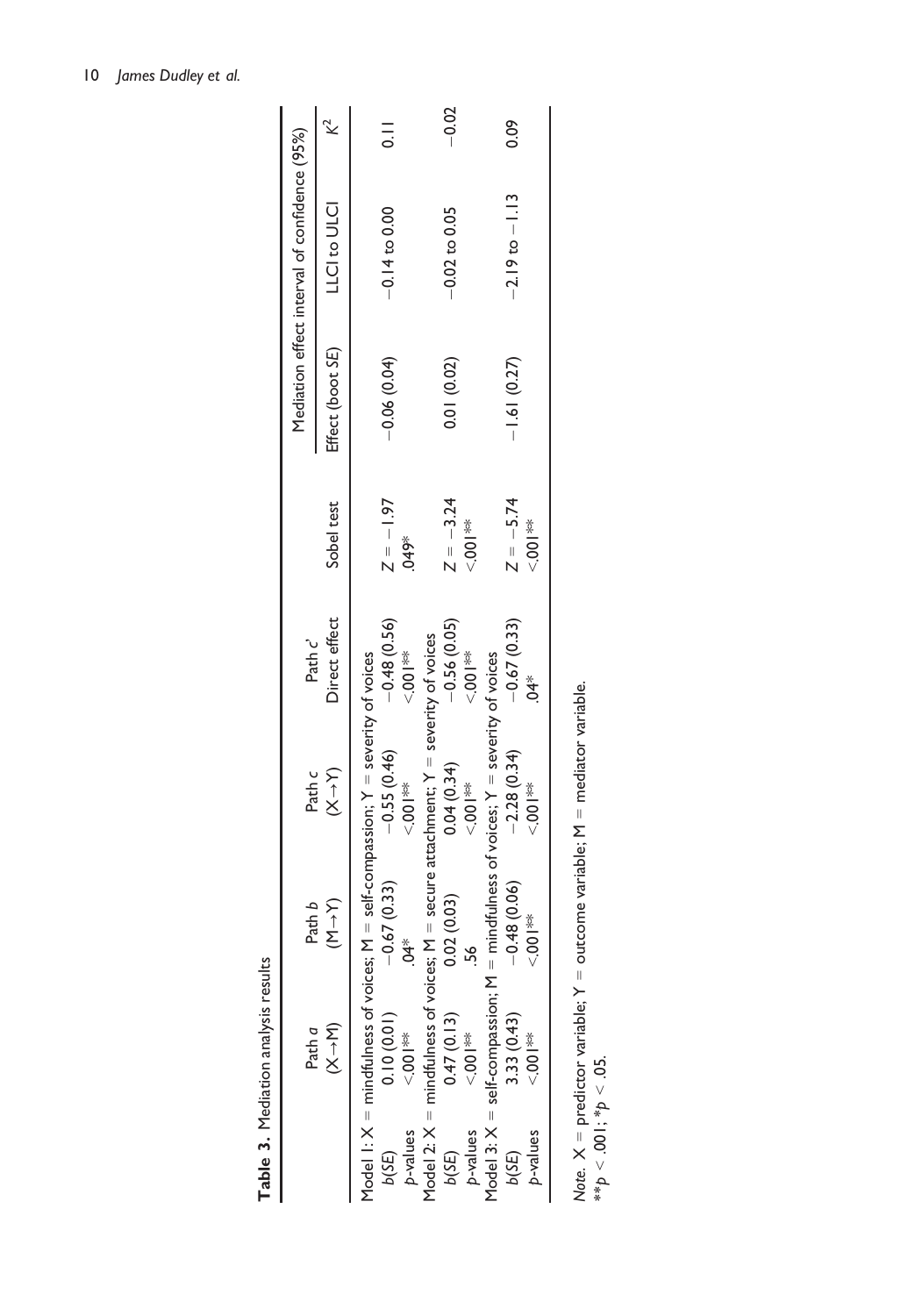**Table 3.** Mediation analysis results

| | Path *a* $(X \rightarrow M)$ | Path *b* $(M \rightarrow Y)$ | Path *c* $(X \rightarrow Y)$ | Path *c'* Direct effect | Sobel test | Mediation effect interval of confidence (95%) | | |
|---|---|---|---|---|---|---|---|---|
| | | | | | | Effect (boot *SE*) | LLCI to ULCI | $K^2$ |
| Model 1: X = mindfulness of voices; M = self-compassion; Y = severity of voices | | | | | | | | |
| *b*(*SE*) | 0.10 (0.01) | −0.67 (0.33) | −0.55 (0.46) | −0.48 (0.56) | $Z = -1.97$ | −0.06 (0.04) | −0.14 to 0.00 | 0.11 |
| *p*-values | <.001** | .04* | <.001** | <.001** | .049* | | | |
| Model 2: X = mindfulness of voices; M = secure attachment; Y = severity of voices | | | | | | | | |
| *b*(*SE*) | 0.47 (0.13) | 0.02 (0.03) | 0.04 (0.34) | −0.56 (0.05) | $Z = -3.24$ | 0.01 (0.02) | −0.02 to 0.05 | −0.02 |
| *p*-values | <.001** | .56 | <.001** | <.001** | <.001** | | | |
| Model 3: X = self-compassion; M = mindfulness of voices; Y = severity of voices | | | | | | | | |
| *b*(*SE*) | 3.33 (0.43) | −0.48 (0.06) | −2.28 (0.34) | −0.67 (0.33) | $Z = -5.74$ | −1.61 (0.27) | −2.19 to −1.13 | 0.09 |
| *p*-values | <.001** | <.001** | <.001** | .04* | <.001** | | | |

*Note.* X = predictor variable; Y = outcome variable; M = mediator variable.
**$p < .001$; *$p < .05$.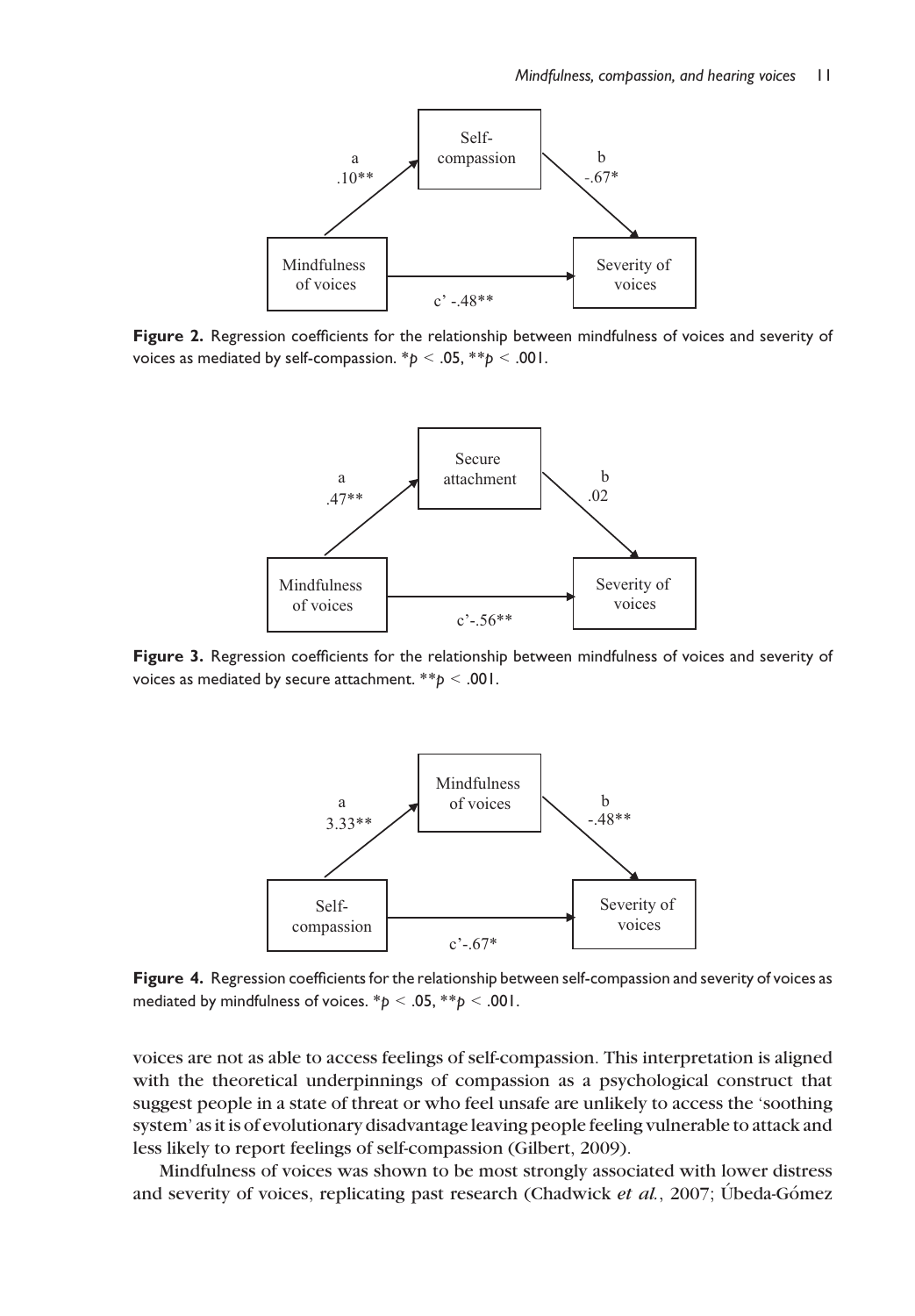**Figure 2.** Regression coefficients for the relationship between mindfulness of voices and severity of voices as mediated by self-compassion. \*$p < .05$, \*\*$p < .001$.

**Figure 3.** Regression coefficients for the relationship between mindfulness of voices and severity of voices as mediated by secure attachment. \*\*$p < .001$.

**Figure 4.** Regression coefficients for the relationship between self-compassion and severity of voices as mediated by mindfulness of voices. \*$p < .05$, \*\*$p < .001$.

voices are not as able to access feelings of self-compassion. This interpretation is aligned with the theoretical underpinnings of compassion as a psychological construct that suggest people in a state of threat or who feel unsafe are unlikely to access the 'soothing system' as it is of evolutionary disadvantage leaving people feeling vulnerable to attack and less likely to report feelings of self-compassion (Gilbert, 2009).

Mindfulness of voices was shown to be most strongly associated with lower distress and severity of voices, replicating past research (Chadwick *et al.*, 2007; Úbeda-Gómez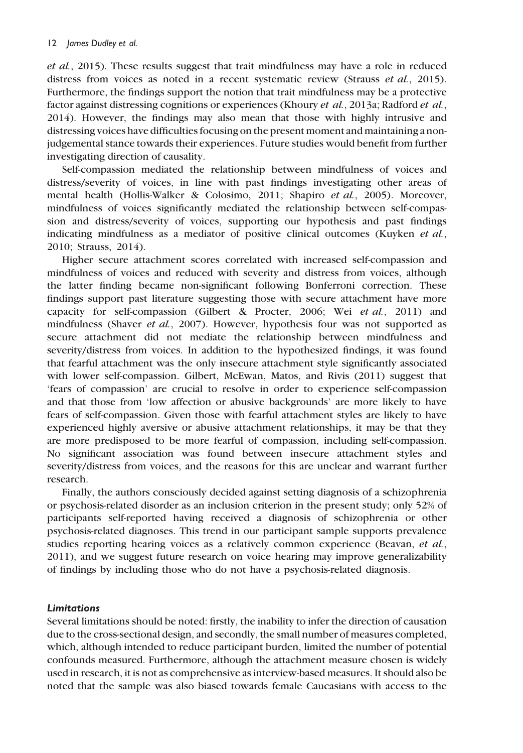*et al.*, 2015). These results suggest that trait mindfulness may have a role in reduced distress from voices as noted in a recent systematic review (Strauss *et al.*, 2015). Furthermore, the findings support the notion that trait mindfulness may be a protective factor against distressing cognitions or experiences (Khoury *et al.*, 2013a; Radford *et al.*, 2014). However, the findings may also mean that those with highly intrusive and distressing voices have difficulties focusing on the present moment and maintaining a non-judgemental stance towards their experiences. Future studies would benefit from further investigating direction of causality.

Self-compassion mediated the relationship between mindfulness of voices and distress/severity of voices, in line with past findings investigating other areas of mental health (Hollis-Walker & Colosimo, 2011; Shapiro *et al.*, 2005). Moreover, mindfulness of voices significantly mediated the relationship between self-compassion and distress/severity of voices, supporting our hypothesis and past findings indicating mindfulness as a mediator of positive clinical outcomes (Kuyken *et al.*, 2010; Strauss, 2014).

Higher secure attachment scores correlated with increased self-compassion and mindfulness of voices and reduced with severity and distress from voices, although the latter finding became non-significant following Bonferroni correction. These findings support past literature suggesting those with secure attachment have more capacity for self-compassion (Gilbert & Procter, 2006; Wei *et al.*, 2011) and mindfulness (Shaver *et al.*, 2007). However, hypothesis four was not supported as secure attachment did not mediate the relationship between mindfulness and severity/distress from voices. In addition to the hypothesized findings, it was found that fearful attachment was the only insecure attachment style significantly associated with lower self-compassion. Gilbert, McEwan, Matos, and Rivis (2011) suggest that 'fears of compassion' are crucial to resolve in order to experience self-compassion and that those from 'low affection or abusive backgrounds' are more likely to have fears of self-compassion. Given those with fearful attachment styles are likely to have experienced highly aversive or abusive attachment relationships, it may be that they are more predisposed to be more fearful of compassion, including self-compassion. No significant association was found between insecure attachment styles and severity/distress from voices, and the reasons for this are unclear and warrant further research.

Finally, the authors consciously decided against setting diagnosis of a schizophrenia or psychosis-related disorder as an inclusion criterion in the present study; only 52% of participants self-reported having received a diagnosis of schizophrenia or other psychosis-related diagnoses. This trend in our participant sample supports prevalence studies reporting hearing voices as a relatively common experience (Beavan, *et al.*, 2011), and we suggest future research on voice hearing may improve generalizability of findings by including those who do not have a psychosis-related diagnosis.

### *Limitations*

Several limitations should be noted: firstly, the inability to infer the direction of causation due to the cross-sectional design, and secondly, the small number of measures completed, which, although intended to reduce participant burden, limited the number of potential confounds measured. Furthermore, although the attachment measure chosen is widely used in research, it is not as comprehensive as interview-based measures. It should also be noted that the sample was also biased towards female Caucasians with access to the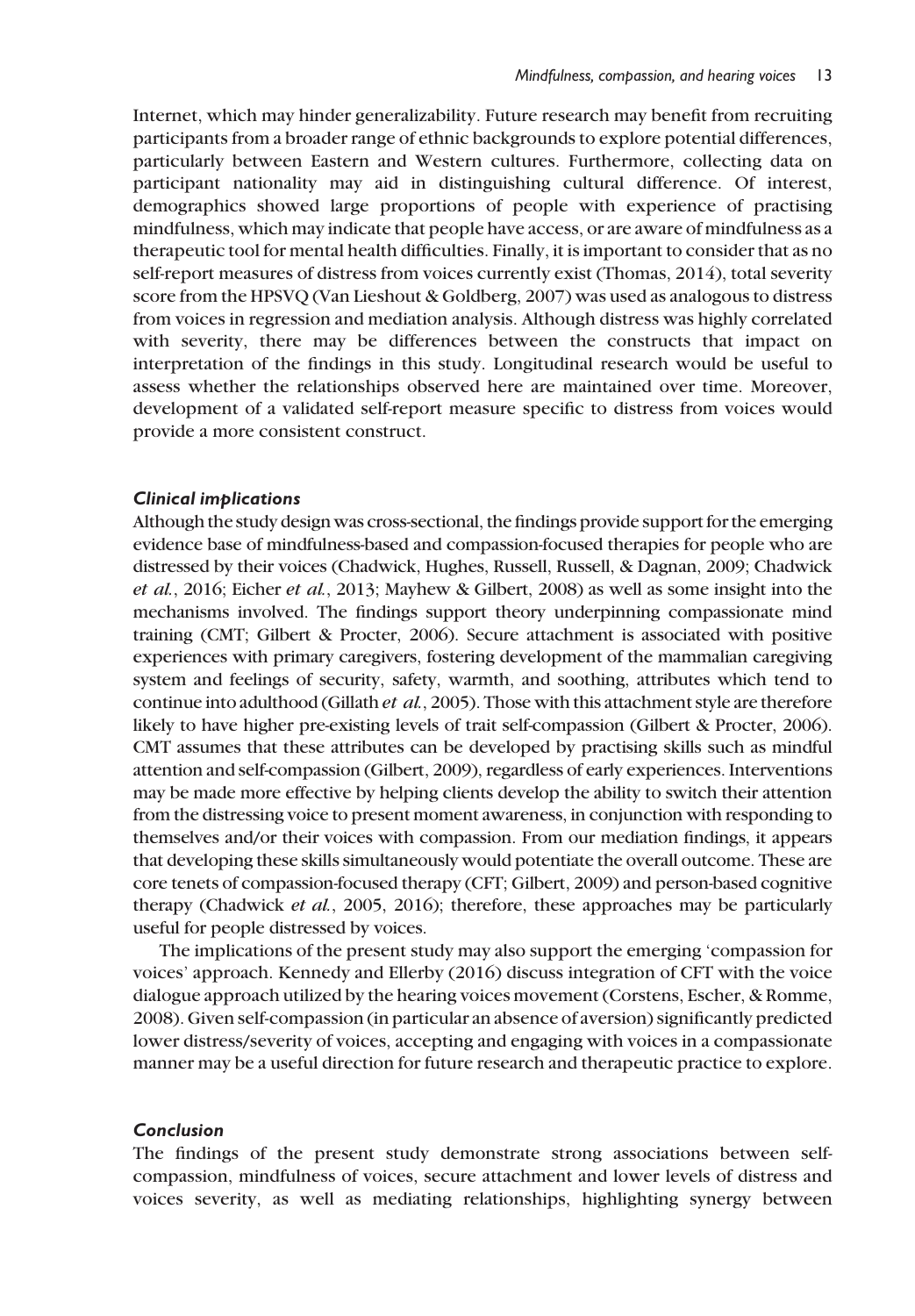Internet, which may hinder generalizability. Future research may benefit from recruiting participants from a broader range of ethnic backgrounds to explore potential differences, particularly between Eastern and Western cultures. Furthermore, collecting data on participant nationality may aid in distinguishing cultural difference. Of interest, demographics showed large proportions of people with experience of practising mindfulness, which may indicate that people have access, or are aware of mindfulness as a therapeutic tool for mental health difficulties. Finally, it is important to consider that as no self-report measures of distress from voices currently exist (Thomas, 2014), total severity score from the HPSVQ (Van Lieshout & Goldberg, 2007) was used as analogous to distress from voices in regression and mediation analysis. Although distress was highly correlated with severity, there may be differences between the constructs that impact on interpretation of the findings in this study. Longitudinal research would be useful to assess whether the relationships observed here are maintained over time. Moreover, development of a validated self-report measure specific to distress from voices would provide a more consistent construct.

### *Clinical implications*

Although the study design was cross-sectional, the findings provide support for the emerging evidence base of mindfulness-based and compassion-focused therapies for people who are distressed by their voices (Chadwick, Hughes, Russell, Russell, & Dagnan, 2009; Chadwick *et al.*, 2016; Eicher *et al.*, 2013; Mayhew & Gilbert, 2008) as well as some insight into the mechanisms involved. The findings support theory underpinning compassionate mind training (CMT; Gilbert & Procter, 2006). Secure attachment is associated with positive experiences with primary caregivers, fostering development of the mammalian caregiving system and feelings of security, safety, warmth, and soothing, attributes which tend to continue into adulthood (Gillath *et al.*, 2005). Those with this attachment style are therefore likely to have higher pre-existing levels of trait self-compassion (Gilbert & Procter, 2006). CMT assumes that these attributes can be developed by practising skills such as mindful attention and self-compassion (Gilbert, 2009), regardless of early experiences. Interventions may be made more effective by helping clients develop the ability to switch their attention from the distressing voice to present moment awareness, in conjunction with responding to themselves and/or their voices with compassion. From our mediation findings, it appears that developing these skills simultaneously would potentiate the overall outcome. These are core tenets of compassion-focused therapy (CFT; Gilbert, 2009) and person-based cognitive therapy (Chadwick *et al.*, 2005, 2016); therefore, these approaches may be particularly useful for people distressed by voices.

The implications of the present study may also support the emerging 'compassion for voices' approach. Kennedy and Ellerby (2016) discuss integration of CFT with the voice dialogue approach utilized by the hearing voices movement (Corstens, Escher, & Romme, 2008). Given self-compassion (in particular an absence of aversion) significantly predicted lower distress/severity of voices, accepting and engaging with voices in a compassionate manner may be a useful direction for future research and therapeutic practice to explore.

### *Conclusion*

The findings of the present study demonstrate strong associations between self-compassion, mindfulness of voices, secure attachment and lower levels of distress and voices severity, as well as mediating relationships, highlighting synergy between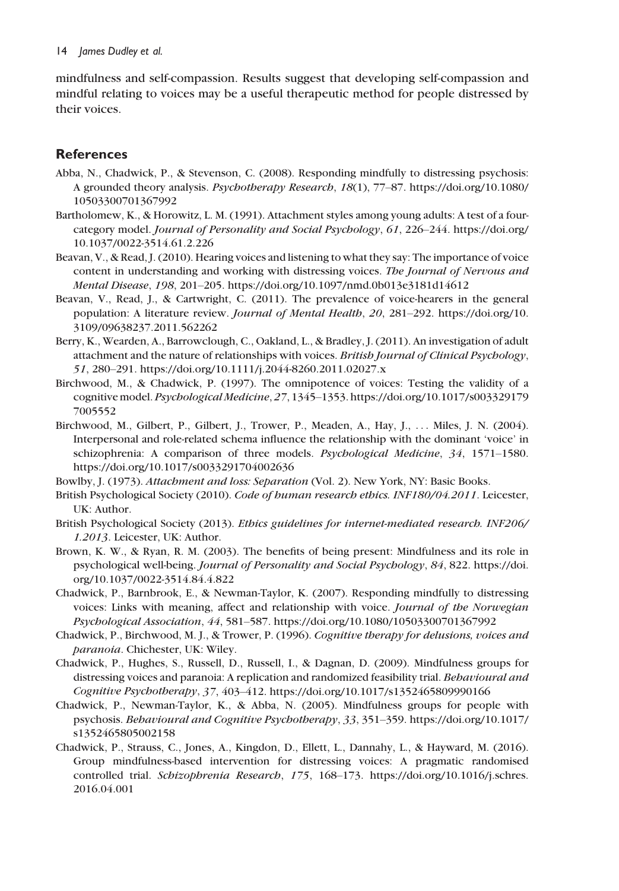mindfulness and self-compassion. Results suggest that developing self-compassion and mindful relating to voices may be a useful therapeutic method for people distressed by their voices.

## References

Abba, N., Chadwick, P., & Stevenson, C. (2008). Responding mindfully to distressing psychosis: A grounded theory analysis. *Psychotherapy Research*, *18*(1), 77–87. https://doi.org/10.1080/10503300701367992

Bartholomew, K., & Horowitz, L. M. (1991). Attachment styles among young adults: A test of a four-category model. *Journal of Personality and Social Psychology*, *61*, 226–244. https://doi.org/10.1037/0022-3514.61.2.226

Beavan, V., & Read, J. (2010). Hearing voices and listening to what they say: The importance of voice content in understanding and working with distressing voices. *The Journal of Nervous and Mental Disease*, *198*, 201–205. https://doi.org/10.1097/nmd.0b013e3181d14612

Beavan, V., Read, J., & Cartwright, C. (2011). The prevalence of voice-hearers in the general population: A literature review. *Journal of Mental Health*, *20*, 281–292. https://doi.org/10.3109/09638237.2011.562262

Berry, K., Wearden, A., Barrowclough, C., Oakland, L., & Bradley, J. (2011). An investigation of adult attachment and the nature of relationships with voices. *British Journal of Clinical Psychology*, *51*, 280–291. https://doi.org/10.1111/j.2044-8260.2011.02027.x

Birchwood, M., & Chadwick, P. (1997). The omnipotence of voices: Testing the validity of a cognitive model. *Psychological Medicine*, *27*, 1345–1353. https://doi.org/10.1017/s0033291797005552

Birchwood, M., Gilbert, P., Gilbert, J., Trower, P., Meaden, A., Hay, J., ... Miles, J. N. (2004). Interpersonal and role-related schema influence the relationship with the dominant 'voice' in schizophrenia: A comparison of three models. *Psychological Medicine*, *34*, 1571–1580. https://doi.org/10.1017/s0033291704002636

Bowlby, J. (1973). *Attachment and loss: Separation* (Vol. 2). New York, NY: Basic Books.

British Psychological Society (2010). *Code of human research ethics. INF180/04.2011*. Leicester, UK: Author.

British Psychological Society (2013). *Ethics guidelines for internet-mediated research. INF206/1.2013*. Leicester, UK: Author.

Brown, K. W., & Ryan, R. M. (2003). The benefits of being present: Mindfulness and its role in psychological well-being. *Journal of Personality and Social Psychology*, *84*, 822. https://doi.org/10.1037/0022-3514.84.4.822

Chadwick, P., Barnbrook, E., & Newman-Taylor, K. (2007). Responding mindfully to distressing voices: Links with meaning, affect and relationship with voice. *Journal of the Norwegian Psychological Association*, *44*, 581–587. https://doi.org/10.1080/10503300701367992

Chadwick, P., Birchwood, M. J., & Trower, P. (1996). *Cognitive therapy for delusions, voices and paranoia*. Chichester, UK: Wiley.

Chadwick, P., Hughes, S., Russell, D., Russell, I., & Dagnan, D. (2009). Mindfulness groups for distressing voices and paranoia: A replication and randomized feasibility trial. *Behavioural and Cognitive Psychotherapy*, *37*, 403–412. https://doi.org/10.1017/s1352465809990166

Chadwick, P., Newman-Taylor, K., & Abba, N. (2005). Mindfulness groups for people with psychosis. *Behavioural and Cognitive Psychotherapy*, *33*, 351–359. https://doi.org/10.1017/s1352465805002158

Chadwick, P., Strauss, C., Jones, A., Kingdon, D., Ellett, L., Dannahy, L., & Hayward, M. (2016). Group mindfulness-based intervention for distressing voices: A pragmatic randomised controlled trial. *Schizophrenia Research*, *175*, 168–173. https://doi.org/10.1016/j.schres.2016.04.001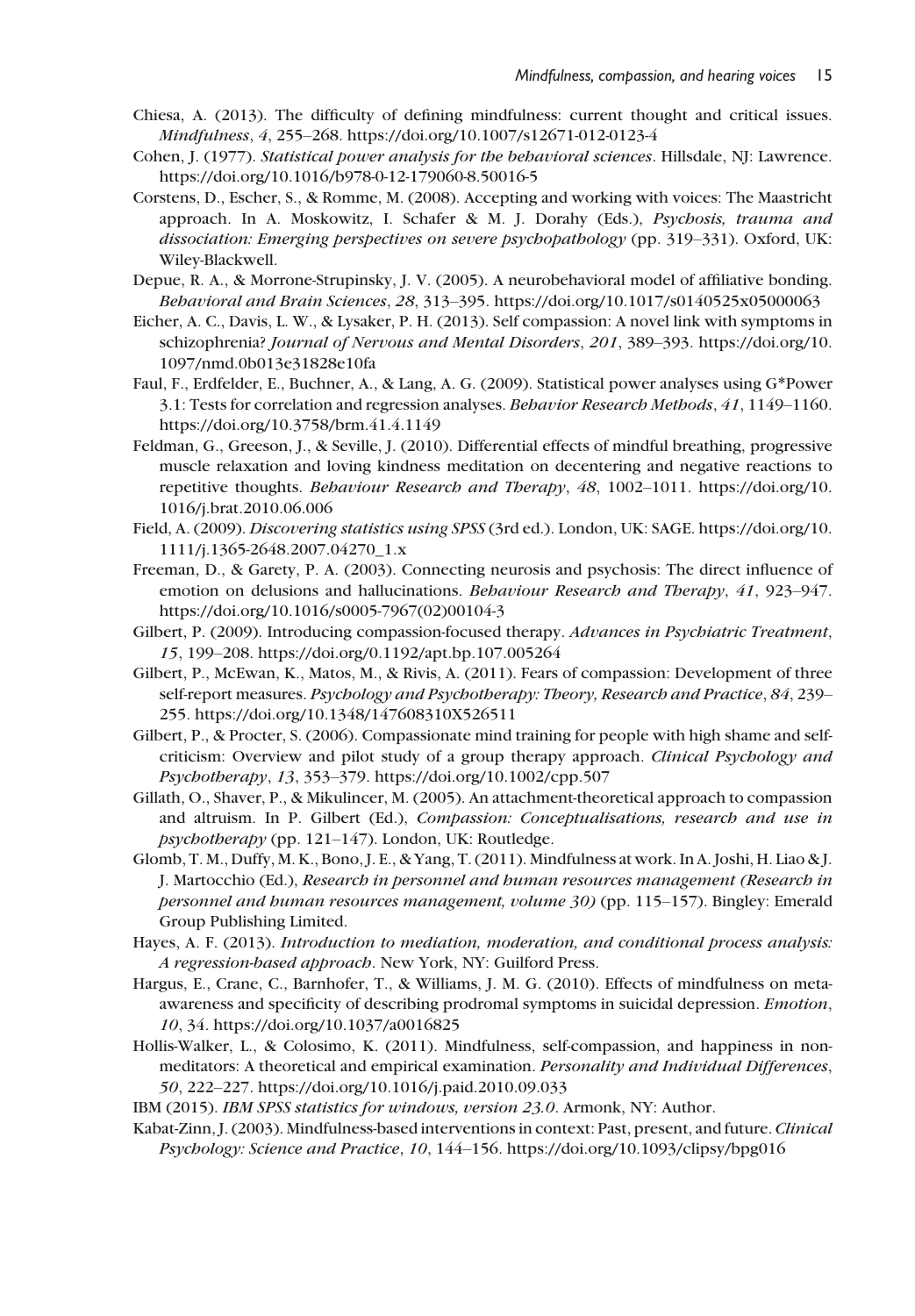Chiesa, A. (2013). The difficulty of defining mindfulness: current thought and critical issues. *Mindfulness*, *4*, 255–268. https://doi.org/10.1007/s12671-012-0123-4

Cohen, J. (1977). *Statistical power analysis for the behavioral sciences*. Hillsdale, NJ: Lawrence. https://doi.org/10.1016/b978-0-12-179060-8.50016-5

Corstens, D., Escher, S., & Romme, M. (2008). Accepting and working with voices: The Maastricht approach. In A. Moskowitz, I. Schafer & M. J. Dorahy (Eds.), *Psychosis, trauma and dissociation: Emerging perspectives on severe psychopathology* (pp. 319–331). Oxford, UK: Wiley-Blackwell.

Depue, R. A., & Morrone-Strupinsky, J. V. (2005). A neurobehavioral model of affiliative bonding. *Behavioral and Brain Sciences*, *28*, 313–395. https://doi.org/10.1017/s0140525x05000063

Eicher, A. C., Davis, L. W., & Lysaker, P. H. (2013). Self compassion: A novel link with symptoms in schizophrenia? *Journal of Nervous and Mental Disorders*, *201*, 389–393. https://doi.org/10.1097/nmd.0b013e31828e10fa

Faul, F., Erdfelder, E., Buchner, A., & Lang, A. G. (2009). Statistical power analyses using G*Power 3.1: Tests for correlation and regression analyses. *Behavior Research Methods*, *41*, 1149–1160. https://doi.org/10.3758/brm.41.4.1149

Feldman, G., Greeson, J., & Seville, J. (2010). Differential effects of mindful breathing, progressive muscle relaxation and loving kindness meditation on decentering and negative reactions to repetitive thoughts. *Behaviour Research and Therapy*, *48*, 1002–1011. https://doi.org/10.1016/j.brat.2010.06.006

Field, A. (2009). *Discovering statistics using SPSS* (3rd ed.). London, UK: SAGE. https://doi.org/10.1111/j.1365-2648.2007.04270_1.x

Freeman, D., & Garety, P. A. (2003). Connecting neurosis and psychosis: The direct influence of emotion on delusions and hallucinations. *Behaviour Research and Therapy*, *41*, 923–947. https://doi.org/10.1016/s0005-7967(02)00104-3

Gilbert, P. (2009). Introducing compassion-focused therapy. *Advances in Psychiatric Treatment*, *15*, 199–208. https://doi.org/0.1192/apt.bp.107.005264

Gilbert, P., McEwan, K., Matos, M., & Rivis, A. (2011). Fears of compassion: Development of three self-report measures. *Psychology and Psychotherapy: Theory, Research and Practice*, *84*, 239–255. https://doi.org/10.1348/147608310X526511

Gilbert, P., & Procter, S. (2006). Compassionate mind training for people with high shame and self-criticism: Overview and pilot study of a group therapy approach. *Clinical Psychology and Psychotherapy*, *13*, 353–379. https://doi.org/10.1002/cpp.507

Gillath, O., Shaver, P., & Mikulincer, M. (2005). An attachment-theoretical approach to compassion and altruism. In P. Gilbert (Ed.), *Compassion: Conceptualisations, research and use in psychotherapy* (pp. 121–147). London, UK: Routledge.

Glomb, T. M., Duffy, M. K., Bono, J. E., & Yang, T. (2011). Mindfulness at work. In A. Joshi, H. Liao & J. J. Martocchio (Ed.), *Research in personnel and human resources management (Research in personnel and human resources management, volume 30)* (pp. 115–157). Bingley: Emerald Group Publishing Limited.

Hayes, A. F. (2013). *Introduction to mediation, moderation, and conditional process analysis: A regression-based approach*. New York, NY: Guilford Press.

Hargus, E., Crane, C., Barnhofer, T., & Williams, J. M. G. (2010). Effects of mindfulness on meta-awareness and specificity of describing prodromal symptoms in suicidal depression. *Emotion*, *10*, 34. https://doi.org/10.1037/a0016825

Hollis-Walker, L., & Colosimo, K. (2011). Mindfulness, self-compassion, and happiness in non-meditators: A theoretical and empirical examination. *Personality and Individual Differences*, *50*, 222–227. https://doi.org/10.1016/j.paid.2010.09.033

IBM (2015). *IBM SPSS statistics for windows, version 23.0*. Armonk, NY: Author.

Kabat-Zinn, J. (2003). Mindfulness-based interventions in context: Past, present, and future. *Clinical Psychology: Science and Practice*, *10*, 144–156. https://doi.org/10.1093/clipsy/bpg016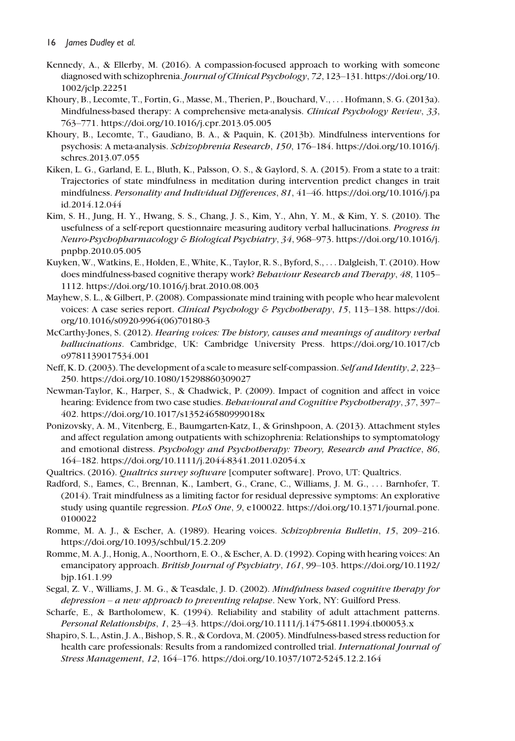Kennedy, A., & Ellerby, M. (2016). A compassion-focused approach to working with someone diagnosed with schizophrenia. *Journal of Clinical Psychology*, *72*, 123–131. https://doi.org/10.1002/jclp.22251

Khoury, B., Lecomte, T., Fortin, G., Masse, M., Therien, P., Bouchard, V., . . . Hofmann, S. G. (2013a). Mindfulness-based therapy: A comprehensive meta-analysis. *Clinical Psychology Review*, *33*, 763–771. https://doi.org/10.1016/j.cpr.2013.05.005

Khoury, B., Lecomte, T., Gaudiano, B. A., & Paquin, K. (2013b). Mindfulness interventions for psychosis: A meta-analysis. *Schizophrenia Research*, *150*, 176–184. https://doi.org/10.1016/j.schres.2013.07.055

Kiken, L. G., Garland, E. L., Bluth, K., Palsson, O. S., & Gaylord, S. A. (2015). From a state to a trait: Trajectories of state mindfulness in meditation during intervention predict changes in trait mindfulness. *Personality and Individual Differences*, *81*, 41–46. https://doi.org/10.1016/j.paid.2014.12.044

Kim, S. H., Jung, H. Y., Hwang, S. S., Chang, J. S., Kim, Y., Ahn, Y. M., & Kim, Y. S. (2010). The usefulness of a self-report questionnaire measuring auditory verbal hallucinations. *Progress in Neuro-Psychopharmacology & Biological Psychiatry*, *34*, 968–973. https://doi.org/10.1016/j.pnpbp.2010.05.005

Kuyken, W., Watkins, E., Holden, E., White, K., Taylor, R. S., Byford, S., . . . Dalgleish, T. (2010). How does mindfulness-based cognitive therapy work? *Behaviour Research and Therapy*, *48*, 1105–1112. https://doi.org/10.1016/j.brat.2010.08.003

Mayhew, S. L., & Gilbert, P. (2008). Compassionate mind training with people who hear malevolent voices: A case series report. *Clinical Psychology & Psychotherapy*, *15*, 113–138. https://doi.org/10.1016/s0920-9964(06)70180-3

McCarthy-Jones, S. (2012). *Hearing voices: The history, causes and meanings of auditory verbal hallucinations*. Cambridge, UK: Cambridge University Press. https://doi.org/10.1017/cbo9781139017534.001

Neff, K. D. (2003). The development of a scale to measure self-compassion. *Self and Identity*, *2*, 223–250. https://doi.org/10.1080/15298860309027

Newman-Taylor, K., Harper, S., & Chadwick, P. (2009). Impact of cognition and affect in voice hearing: Evidence from two case studies. *Behavioural and Cognitive Psychotherapy*, *37*, 397–402. https://doi.org/10.1017/s135246580999018x

Ponizovsky, A. M., Vitenberg, E., Baumgarten-Katz, I., & Grinshpoon, A. (2013). Attachment styles and affect regulation among outpatients with schizophrenia: Relationships to symptomatology and emotional distress. *Psychology and Psychotherapy: Theory, Research and Practice*, *86*, 164–182. https://doi.org/10.1111/j.2044-8341.2011.02054.x

Qualtrics. (2016). *Qualtrics survey software* [computer software]. Provo, UT: Qualtrics.

Radford, S., Eames, C., Brennan, K., Lambert, G., Crane, C., Williams, J. M. G., . . . Barnhofer, T. (2014). Trait mindfulness as a limiting factor for residual depressive symptoms: An explorative study using quantile regression. *PLoS One*, *9*, e100022. https://doi.org/10.1371/journal.pone.0100022

Romme, M. A. J., & Escher, A. (1989). Hearing voices. *Schizophrenia Bulletin*, *15*, 209–216. https://doi.org/10.1093/schbul/15.2.209

Romme, M. A. J., Honig, A., Noorthorn, E. O., & Escher, A. D. (1992). Coping with hearing voices: An emancipatory approach. *British Journal of Psychiatry*, *161*, 99–103. https://doi.org/10.1192/bjp.161.1.99

Segal, Z. V., Williams, J. M. G., & Teasdale, J. D. (2002). *Mindfulness based cognitive therapy for depression – a new approach to preventing relapse*. New York, NY: Guilford Press.

Scharfe, E., & Bartholomew, K. (1994). Reliability and stability of adult attachment patterns. *Personal Relationships*, *1*, 23–43. https://doi.org/10.1111/j.1475-6811.1994.tb00053.x

Shapiro, S. L., Astin, J. A., Bishop, S. R., & Cordova, M. (2005). Mindfulness-based stress reduction for health care professionals: Results from a randomized controlled trial. *International Journal of Stress Management*, *12*, 164–176. https://doi.org/10.1037/1072-5245.12.2.164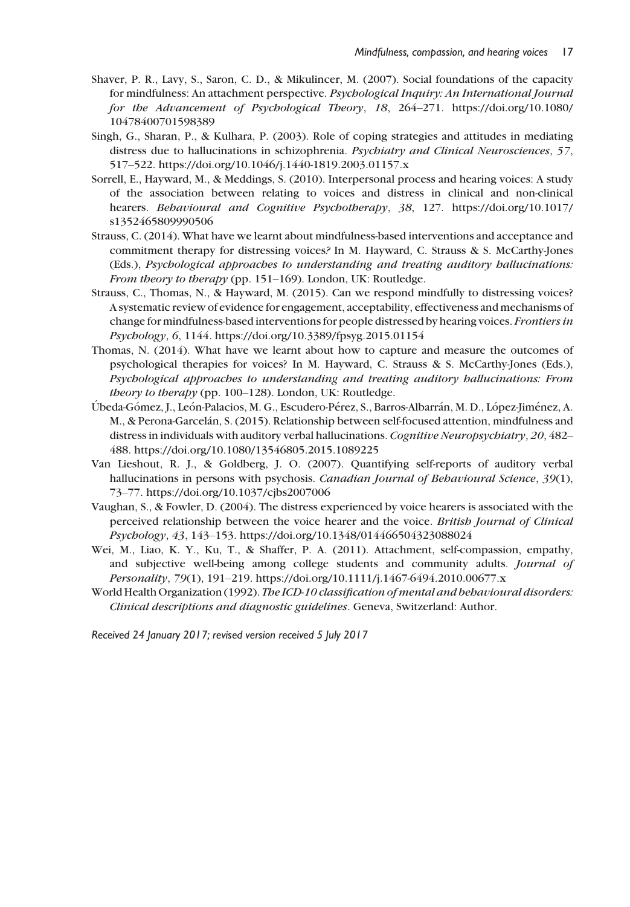Shaver, P. R., Lavy, S., Saron, C. D., & Mikulincer, M. (2007). Social foundations of the capacity for mindfulness: An attachment perspective. *Psychological Inquiry: An International Journal for the Advancement of Psychological Theory*, *18*, 264–271. https://doi.org/10.1080/10478400701598389

Singh, G., Sharan, P., & Kulhara, P. (2003). Role of coping strategies and attitudes in mediating distress due to hallucinations in schizophrenia. *Psychiatry and Clinical Neurosciences*, *57*, 517–522. https://doi.org/10.1046/j.1440-1819.2003.01157.x

Sorrell, E., Hayward, M., & Meddings, S. (2010). Interpersonal process and hearing voices: A study of the association between relating to voices and distress in clinical and non-clinical hearers. *Behavioural and Cognitive Psychotherapy*, *38*, 127. https://doi.org/10.1017/s1352465809990506

Strauss, C. (2014). What have we learnt about mindfulness-based interventions and acceptance and commitment therapy for distressing voices? In M. Hayward, C. Strauss & S. McCarthy-Jones (Eds.), *Psychological approaches to understanding and treating auditory hallucinations: From theory to therapy* (pp. 151–169). London, UK: Routledge.

Strauss, C., Thomas, N., & Hayward, M. (2015). Can we respond mindfully to distressing voices? A systematic review of evidence for engagement, acceptability, effectiveness and mechanisms of change for mindfulness-based interventions for people distressed by hearing voices. *Frontiers in Psychology*, *6*, 1144. https://doi.org/10.3389/fpsyg.2015.01154

Thomas, N. (2014). What have we learnt about how to capture and measure the outcomes of psychological therapies for voices? In M. Hayward, C. Strauss & S. McCarthy-Jones (Eds.), *Psychological approaches to understanding and treating auditory hallucinations: From theory to therapy* (pp. 100–128). London, UK: Routledge.

Úbeda-Gómez, J., León-Palacios, M. G., Escudero-Pérez, S., Barros-Albarrán, M. D., López-Jiménez, A. M., & Perona-Garcelán, S. (2015). Relationship between self-focused attention, mindfulness and distress in individuals with auditory verbal hallucinations. *Cognitive Neuropsychiatry*, *20*, 482–488. https://doi.org/10.1080/13546805.2015.1089225

Van Lieshout, R. J., & Goldberg, J. O. (2007). Quantifying self-reports of auditory verbal hallucinations in persons with psychosis. *Canadian Journal of Behavioural Science*, *39*(1), 73–77. https://doi.org/10.1037/cjbs2007006

Vaughan, S., & Fowler, D. (2004). The distress experienced by voice hearers is associated with the perceived relationship between the voice hearer and the voice. *British Journal of Clinical Psychology*, *43*, 143–153. https://doi.org/10.1348/014466504323088024

Wei, M., Liao, K. Y., Ku, T., & Shaffer, P. A. (2011). Attachment, self-compassion, empathy, and subjective well-being among college students and community adults. *Journal of Personality*, *79*(1), 191–219. https://doi.org/10.1111/j.1467-6494.2010.00677.x

World Health Organization (1992). *The ICD-10 classification of mental and behavioural disorders: Clinical descriptions and diagnostic guidelines*. Geneva, Switzerland: Author.

*Received 24 January 2017; revised version received 5 July 2017*